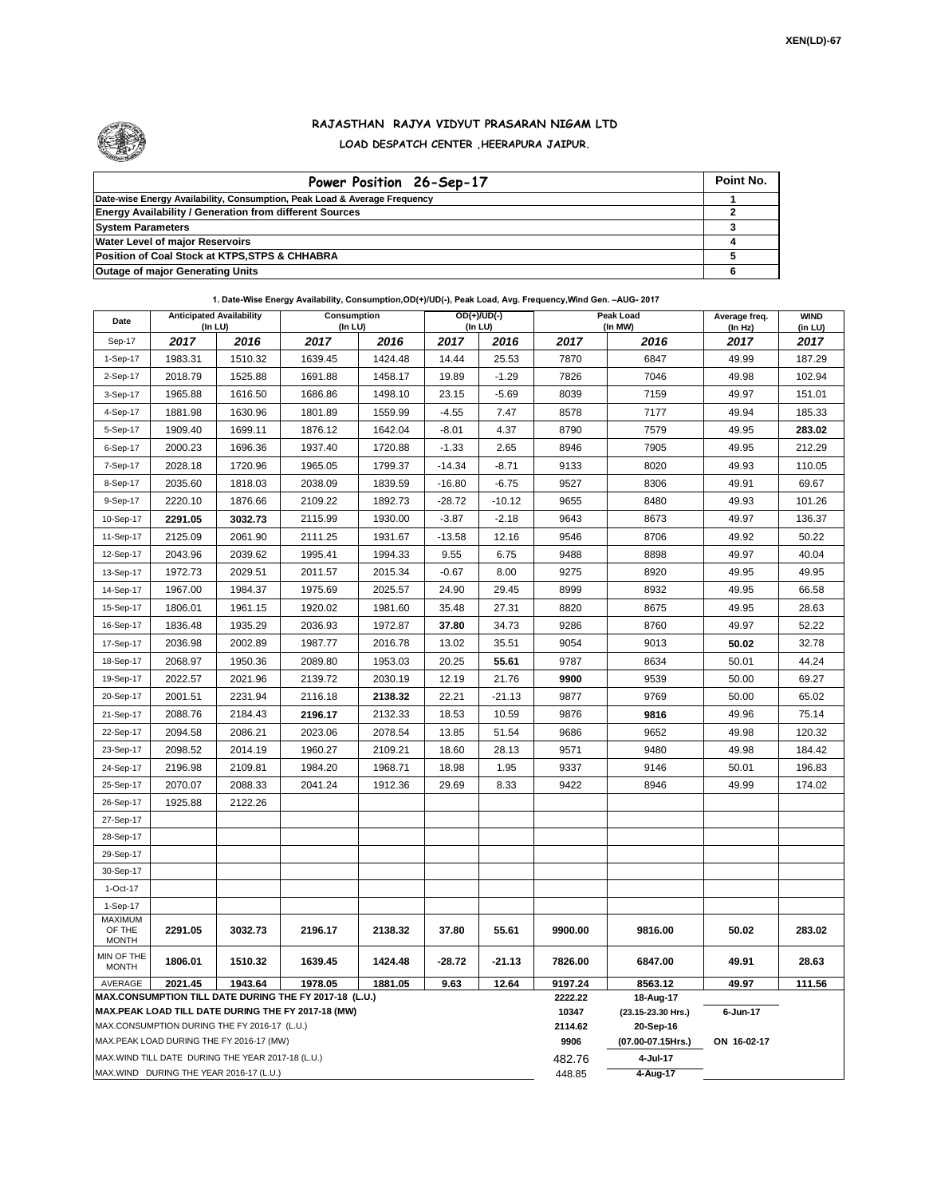XEN(LD)-67

# RAJASTHAN RAJYA VIDYUT PRASARAN NIGAM LTD

## LOAD DESPATCH CENTER ,HEERAPURA JAIPUR.

| Power Position 26-Sep-17 | Point No. |
|---|---|
| Date-wise Energy Availability, Consumption, Peak Load & Average Frequency | 1 |
| Energy Availability / Generation from different Sources | 2 |
| System Parameters | 3 |
| Water Level of major Reservoirs | 4 |
| Position of Coal Stock at KTPS,STPS & CHHABRA | 5 |
| Outage of major Generating Units | 6 |

**1. Date-Wise Energy Availability, Consumption,OD(+)/UD(-), Peak Load, Avg. Frequency,Wind Gen. –AUG- 2017**

| Date | Anticipated Availability (In LU) | | Consumption (In LU) | | OD(+)/UD(-) (In LU) | | Peak Load (In MW) | | Average freq. (In Hz) | WIND (in LU) |
|---|---|---|---|---|---|---|---|---|---|---|
| Sep-17 | 2017 | 2016 | 2017 | 2016 | 2017 | 2016 | 2017 | 2016 | 2017 | 2017 |
| 1-Sep-17 | 1983.31 | 1510.32 | 1639.45 | 1424.48 | 14.44 | 25.53 | 7870 | 6847 | 49.99 | 187.29 |
| 2-Sep-17 | 2018.79 | 1525.88 | 1691.88 | 1458.17 | 19.89 | -1.29 | 7826 | 7046 | 49.98 | 102.94 |
| 3-Sep-17 | 1965.88 | 1616.50 | 1686.86 | 1498.10 | 23.15 | -5.69 | 8039 | 7159 | 49.97 | 151.01 |
| 4-Sep-17 | 1881.98 | 1630.96 | 1801.89 | 1559.99 | -4.55 | 7.47 | 8578 | 7177 | 49.94 | 185.33 |
| 5-Sep-17 | 1909.40 | 1699.11 | 1876.12 | 1642.04 | -8.01 | 4.37 | 8790 | 7579 | 49.95 | **283.02** |
| 6-Sep-17 | 2000.23 | 1696.36 | 1937.40 | 1720.88 | -1.33 | 2.65 | 8946 | 7905 | 49.95 | 212.29 |
| 7-Sep-17 | 2028.18 | 1720.96 | 1965.05 | 1799.37 | -14.34 | -8.71 | 9133 | 8020 | 49.93 | 110.05 |
| 8-Sep-17 | 2035.60 | 1818.03 | 2038.09 | 1839.59 | -16.80 | -6.75 | 9527 | 8306 | 49.91 | 69.67 |
| 9-Sep-17 | 2220.10 | 1876.66 | 2109.22 | 1892.73 | -28.72 | -10.12 | 9655 | 8480 | 49.93 | 101.26 |
| 10-Sep-17 | **2291.05** | **3032.73** | 2115.99 | 1930.00 | -3.87 | -2.18 | 9643 | 8673 | 49.97 | 136.37 |
| 11-Sep-17 | 2125.09 | 2061.90 | 2111.25 | 1931.67 | -13.58 | 12.16 | 9546 | 8706 | 49.92 | 50.22 |
| 12-Sep-17 | 2043.96 | 2039.62 | 1995.41 | 1994.33 | 9.55 | 6.75 | 9488 | 8898 | 49.97 | 40.04 |
| 13-Sep-17 | 1972.73 | 2029.51 | 2011.57 | 2015.34 | -0.67 | 8.00 | 9275 | 8920 | 49.95 | 49.95 |
| 14-Sep-17 | 1967.00 | 1984.37 | 1975.69 | 2025.57 | 24.90 | 29.45 | 8999 | 8932 | 49.95 | 66.58 |
| 15-Sep-17 | 1806.01 | 1961.15 | 1920.02 | 1981.60 | 35.48 | 27.31 | 8820 | 8675 | 49.95 | 28.63 |
| 16-Sep-17 | 1836.48 | 1935.29 | 2036.93 | 1972.87 | **37.80** | 34.73 | 9286 | 8760 | 49.97 | 52.22 |
| 17-Sep-17 | 2036.98 | 2002.89 | 1987.77 | 2016.78 | 13.02 | 35.51 | 9054 | 9013 | **50.02** | 32.78 |
| 18-Sep-17 | 2068.97 | 1950.36 | 2089.80 | 1953.03 | 20.25 | **55.61** | 9787 | 8634 | 50.01 | 44.24 |
| 19-Sep-17 | 2022.57 | 2021.96 | 2139.72 | 2030.19 | 12.19 | 21.76 | **9900** | 9539 | 50.00 | 69.27 |
| 20-Sep-17 | 2001.51 | 2231.94 | 2116.18 | **2138.32** | 22.21 | -21.13 | 9877 | 9769 | 50.00 | 65.02 |
| 21-Sep-17 | 2088.76 | 2184.43 | **2196.17** | 2132.33 | 18.53 | 10.59 | 9876 | **9816** | 49.96 | 75.14 |
| 22-Sep-17 | 2094.58 | 2086.21 | 2023.06 | 2078.54 | 13.85 | 51.54 | 9686 | 9652 | 49.98 | 120.32 |
| 23-Sep-17 | 2098.52 | 2014.19 | 1960.27 | 2109.21 | 18.60 | 28.13 | 9571 | 9480 | 49.98 | 184.42 |
| 24-Sep-17 | 2196.98 | 2109.81 | 1984.20 | 1968.71 | 18.98 | 1.95 | 9337 | 9146 | 50.01 | 196.83 |
| 25-Sep-17 | 2070.07 | 2088.33 | 2041.24 | 1912.36 | 29.69 | 8.33 | 9422 | 8946 | 49.99 | 174.02 |
| 26-Sep-17 | 1925.88 | 2122.26 | | | | | | | | |
| 27-Sep-17 | | | | | | | | | | |
| 28-Sep-17 | | | | | | | | | | |
| 29-Sep-17 | | | | | | | | | | |
| 30-Sep-17 | | | | | | | | | | |
| 1-Oct-17 | | | | | | | | | | |
| 1-Sep-17 | | | | | | | | | | |
| MAXIMUM OF THE MONTH | 2291.05 | 3032.73 | 2196.17 | 2138.32 | 37.80 | 55.61 | 9900.00 | 9816.00 | 50.02 | 283.02 |
| MIN OF THE MONTH | 1806.01 | 1510.32 | 1639.45 | 1424.48 | -28.72 | -21.13 | 7826.00 | 6847.00 | 49.91 | 28.63 |
| AVERAGE | 2021.45 | 1943.64 | 1978.05 | 1881.05 | 9.63 | 12.64 | 9197.24 | 8563.12 | 49.97 | 111.56 |
| MAX.CONSUMPTION TILL DATE DURING THE FY 2017-18 (L.U.) | | | | | | | 2222.22 | 18-Aug-17 | | |
| MAX.PEAK LOAD TILL DATE DURING THE FY 2017-18 (MW) | | | | | | | 10347 | (23.15-23.30 Hrs.) | 6-Jun-17 | |
| MAX.CONSUMPTION DURING THE FY 2016-17 (L.U.) | | | | | | | 2114.62 | 20-Sep-16 | | |
| MAX.PEAK LOAD DURING THE FY 2016-17 (MW) | | | | | | | 9906 | (07.00-07.15Hrs.) | ON 16-02-17 | |
| MAX.WIND TILL DATE DURING THE YEAR 2017-18 (L.U.) | | | | | | | 482.76 | 4-Jul-17 | | |
| MAX.WIND DURING THE YEAR 2016-17 (L.U.) | | | | | | | 448.85 | 4-Aug-17 | | |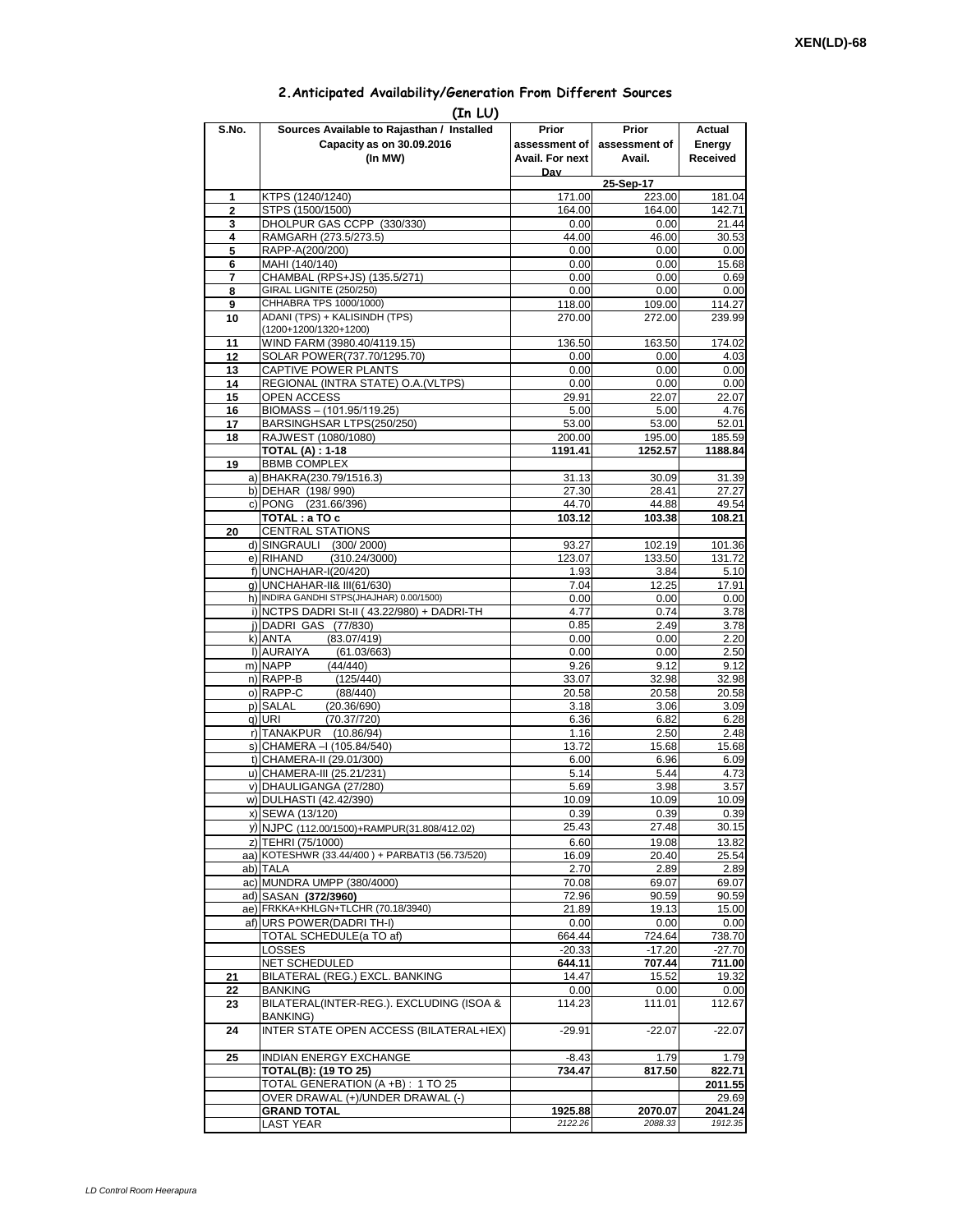XEN(LD)-68

## 2.Anticipated Availability/Generation From Different Sources

**(In LU)**

| S.No. | Sources Available to Rajasthan / Installed Capacity as on 30.09.2016 (In MW) | Prior assessment of Avail. For next Day | Prior assessment of Avail. | Actual Energy Received |
|---|---|---|---|---|
| | | | 25-Sep-17 | |
| 1 | KTPS (1240/1240) | 171.00 | 223.00 | 181.04 |
| 2 | STPS (1500/1500) | 164.00 | 164.00 | 142.71 |
| 3 | DHOLPUR GAS CCPP (330/330) | 0.00 | 0.00 | 21.44 |
| 4 | RAMGARH (273.5/273.5) | 44.00 | 46.00 | 30.53 |
| 5 | RAPP-A(200/200) | 0.00 | 0.00 | 0.00 |
| 6 | MAHI (140/140) | 0.00 | 0.00 | 15.68 |
| 7 | CHAMBAL (RPS+JS) (135.5/271) | 0.00 | 0.00 | 0.69 |
| 8 | GIRAL LIGNITE (250/250) | 0.00 | 0.00 | 0.00 |
| 9 | CHHABRA TPS 1000/1000) | 118.00 | 109.00 | 114.27 |
| 10 | ADANI (TPS) + KALISINDH (TPS) (1200+1200/1320+1200) | 270.00 | 272.00 | 239.99 |
| 11 | WIND FARM (3980.40/4119.15) | 136.50 | 163.50 | 174.02 |
| 12 | SOLAR POWER(737.70/1295.70) | 0.00 | 0.00 | 4.03 |
| 13 | CAPTIVE POWER PLANTS | 0.00 | 0.00 | 0.00 |
| 14 | REGIONAL (INTRA STATE) O.A.(VLTPS) | 0.00 | 0.00 | 0.00 |
| 15 | OPEN ACCESS | 29.91 | 22.07 | 22.07 |
| 16 | BIOMASS – (101.95/119.25) | 5.00 | 5.00 | 4.76 |
| 17 | BARSINGHSAR LTPS(250/250) | 53.00 | 53.00 | 52.01 |
| 18 | RAJWEST (1080/1080) | 200.00 | 195.00 | 185.59 |
| | **TOTAL (A) : 1-18** | **1191.41** | **1252.57** | **1188.84** |
| 19 | BBMB COMPLEX | | | |
| | a) BHAKRA(230.79/1516.3) | 31.13 | 30.09 | 31.39 |
| | b) DEHAR (198/ 990) | 27.30 | 28.41 | 27.27 |
| | c) PONG (231.66/396) | 44.70 | 44.88 | 49.54 |
| | **TOTAL : a TO c** | **103.12** | **103.38** | **108.21** |
| 20 | CENTRAL STATIONS | | | |
| | d) SINGRAULI (300/ 2000) | 93.27 | 102.19 | 101.36 |
| | e) RIHAND (310.24/3000) | 123.07 | 133.50 | 131.72 |
| | f) UNCHAHAR-I(20/420) | 1.93 | 3.84 | 5.10 |
| | g) UNCHAHAR-II& III(61/630) | 7.04 | 12.25 | 17.91 |
| | h) INDIRA GANDHI STPS(JHAJHAR) 0.00/1500) | 0.00 | 0.00 | 0.00 |
| | i) NCTPS DADRI St-II ( 43.22/980) + DADRI-TH | 4.77 | 0.74 | 3.78 |
| | j) DADRI GAS (77/830) | 0.85 | 2.49 | 3.78 |
| | k) ANTA (83.07/419) | 0.00 | 0.00 | 2.20 |
| | l) AURAIYA (61.03/663) | 0.00 | 0.00 | 2.50 |
| | m) NAPP (44/440) | 9.26 | 9.12 | 9.12 |
| | n) RAPP-B (125/440) | 33.07 | 32.98 | 32.98 |
| | o) RAPP-C (88/440) | 20.58 | 20.58 | 20.58 |
| | p) SALAL (20.36/690) | 3.18 | 3.06 | 3.09 |
| | q) URI (70.37/720) | 6.36 | 6.82 | 6.28 |
| | r) TANAKPUR (10.86/94) | 1.16 | 2.50 | 2.48 |
| | s) CHAMERA –I (105.84/540) | 13.72 | 15.68 | 15.68 |
| | t) CHAMERA-II (29.01/300) | 6.00 | 6.96 | 6.09 |
| | u) CHAMERA-III (25.21/231) | 5.14 | 5.44 | 4.73 |
| | v) DHAULIGANGA (27/280) | 5.69 | 3.98 | 3.57 |
| | w) DULHASTI (42.42/390) | 10.09 | 10.09 | 10.09 |
| | x) SEWA (13/120) | 0.39 | 0.39 | 0.39 |
| | y) NJPC (112.00/1500)+RAMPUR(31.808/412.02) | 25.43 | 27.48 | 30.15 |
| | z) TEHRI (75/1000) | 6.60 | 19.08 | 13.82 |
| | aa) KOTESHWR (33.44/400 ) + PARBATI3 (56.73/520) | 16.09 | 20.40 | 25.54 |
| | ab) TALA | 2.70 | 2.89 | 2.89 |
| | ac) MUNDRA UMPP (380/4000) | 70.08 | 69.07 | 69.07 |
| | ad) SASAN **(372/3960)** | 72.96 | 90.59 | 90.59 |
| | ae) FRKKA+KHLGN+TLCHR (70.18/3940) | 21.89 | 19.13 | 15.00 |
| | af) URS POWER(DADRI TH-I) | 0.00 | 0.00 | 0.00 |
| | TOTAL SCHEDULE(a TO af) | 664.44 | 724.64 | 738.70 |
| | LOSSES | -20.33 | -17.20 | -27.70 |
| | NET SCHEDULED | 644.11 | 707.44 | **711.00** |
| 21 | BILATERAL (REG.) EXCL. BANKING | 14.47 | 15.52 | 19.32 |
| 22 | BANKING | 0.00 | 0.00 | 0.00 |
| 23 | BILATERAL(INTER-REG.). EXCLUDING (ISOA & BANKING) | 114.23 | 111.01 | 112.67 |
| 24 | INTER STATE OPEN ACCESS (BILATERAL+IEX) | -29.91 | -22.07 | -22.07 |
| 25 | INDIAN ENERGY EXCHANGE | -8.43 | 1.79 | 1.79 |
| | **TOTAL(B): (19 TO 25)** | **734.47** | **817.50** | **822.71** |
| | TOTAL GENERATION (A +B) : 1 TO 25 | | | **2011.55** |
| | OVER DRAWAL (+)/UNDER DRAWAL (-) | | | 29.69 |
| | **GRAND TOTAL** | **1925.88** | **2070.07** | **2041.24** |
| | LAST YEAR | *2122.26* | *2088.33* | *1912.35* |

*LD Control Room Heerapura*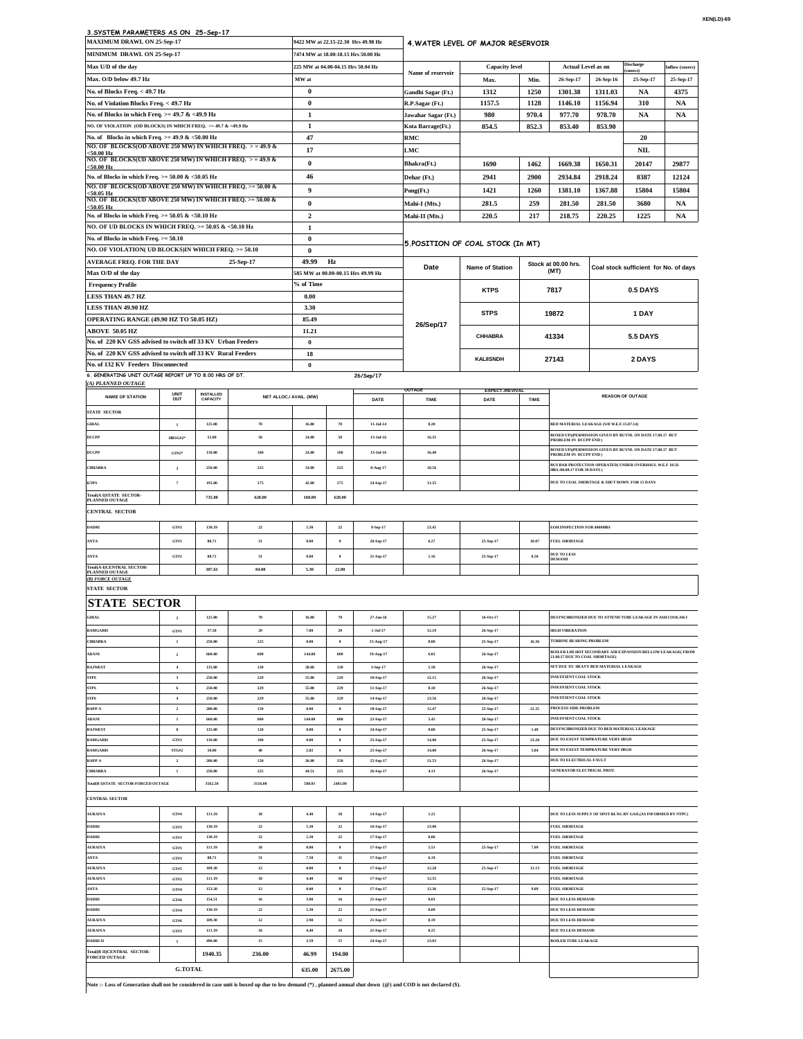XEN(LD)-69

### 3. SYSTEM PARAMETERS AS ON 25-Sep-17

| | |
|---|---|
| MAXIMUM DRAWL ON 25-Sep-17 | 9422 MW at 22.15-22.30 Hrs 49.98 Hz |
| MINIMUM DRAWL ON 25-Sep-17 | 7474 MW at 18.00-18.15 Hrs 50.00 Hz |
| Max U/D of the day | 225 MW at 04.00-04.15 Hrs 50.04 Hz |
| Max. O/D below 49.7 Hz | MW at |
| No. of Blocks Freq. < 49.7 Hz | 0 |
| No. of Violation Blocks Freq. < 49.7 Hz | 0 |
| No. of Blocks in which Freq. >= 49.7 & <49.9 Hz | 1 |
| NO. OF VIOLATION (OD BLOCKS) IN WHICH FREQ. >= 49.7 & <49.9 Hz | 1 |
| No. of Blocks in which Freq. >= 49.9 & <50.00 Hz | 47 |
| NO. OF BLOCKS(OD ABOVE 250 MW) IN WHICH FREQ. > = 49.9 & <50.00 Hz | 17 |
| NO. OF BLOCKS(UD ABOVE 250 MW) IN WHICH FREQ. > = 49.9 & <50.00 Hz | 0 |
| No. of Blocks in which Freq. >= 50.00 & <50.05 Hz | 46 |
| NO. OF BLOCKS(OD ABOVE 250 MW) IN WHICH FREQ. >= 50.00 & <50.05 Hz | 9 |
| NO. OF BLOCKS(UD ABOVE 250 MW) IN WHICH FREQ. >= 50.00 & <50.05 Hz | 0 |
| No. of Blocks in which Freq. >= 50.05 & <50.10 Hz | 2 |
| NO. OF UD BLOCKS IN WHICH FREQ. >= 50.05 & <50.10 Hz | 1 |
| No. of Blocks in which Freq. >= 50.10 | 0 |
| NO. OF VIOLATION( UD BLOCKS)IN WHICH FREQ. >= 50.10 | 0 |
| AVERAGE FREQ. FOR THE DAY 25-Sep-17 | 49.99 Hz |
| Max O/D of the day | 585 MW at 00.00-00.15 Hrs 49.99 Hz |
| Frequency Profile | % of Time |
| LESS THAN 49.7 HZ | 0.00 |
| LESS THAN 49.90 HZ | 3.30 |
| OPERATING RANGE (49.90 HZ TO 50.05 HZ) | 85.49 |
| ABOVE 50.05 HZ | 11.21 |
| No. of 220 KV GSS advised to switch off 33 KV Urban Feeders | 0 |
| No. of 220 KV GSS advised to switch off 33 KV Rural Feeders | 18 |
| No. of 132 KV Feeders Disconnected | 0 |

### 4. WATER LEVEL OF MAJOR RESERVOIR

| Name of reservoir | Capacity level | | Actual Level as on | | Discharge (cusecs) | Inflow (cusecs) |
|---|---|---|---|---|---|---|
| | Max. | Min. | 26-Sep-17 | 26-Sep-16 | 25-Sep-17 | 25-Sep-17 |
| Gandhi Sagar (Ft.) | 1312 | 1250 | 1301.38 | 1311.03 | NA | 4375 |
| R.P.Sagar (Ft.) | 1157.5 | 1128 | 1146.10 | 1156.94 | 310 | NA |
| Jawahar Sagar (Ft.) | 980 | 970.4 | 977.70 | 978.70 | NA | NA |
| Kota Barrage(Ft.) | 854.5 | 852.3 | 853.40 | 853.90 | | |
| RMC | | | | | 20 | |
| LMC | | | | | NIL | |
| Bhakra(Ft.) | 1690 | 1462 | 1669.38 | 1650.31 | 20147 | 29877 |
| Dehar (Ft.) | 2941 | 2900 | 2934.84 | 2918.24 | 8387 | 12124 |
| Pong(Ft.) | 1421 | 1260 | 1381.10 | 1367.88 | 15804 | 15804 |
| Mahi-I (Mts.) | 281.5 | 259 | 281.50 | 281.50 | 3680 | NA |
| Mahi-II (Mts.) | 220.5 | 217 | 218.75 | 220.25 | 1225 | NA |

### 5. POSITION OF COAL STOCK (In MT)

| Date | Name of Station | Stock at 00.00 hrs. (MT) | Coal stock sufficient for No. of days |
|---|---|---|---|
| 26/Sep/17 | KTPS | 7817 | 0.5 DAYS |
| | STPS | 19872 | 1 DAY |
| | CHHABRA | 41334 | 5.5 DAYS |
| | KALISNDH | 27143 | 2 DAYS |

### 6. GENERATING UNIT OUTAGE REPORT UP TO 8.00 HRS OF DT. 26/Sep/17

*(A) PLANNED OUTAGE*

| NAME OF STATION | UNIT OUT | INSTALLED CAPACITY | NET ALLOC./ AVAIL. (MW) | | | OUTAGE DATE | OUTAGE TIME | EXPECT./REVIVAL DATE | TIME | REASON OF OUTAGE |
|---|---|---|---|---|---|---|---|---|---|---|
| STATE SECTOR | | | | | | | | | | |
| GIRAL | 1 | 125.00 | 70 | 16.80 | 70 | 11-Jul-14 | 8.20 | | | BED MATERIAL LEAKAGE (S/D W.E.F.15.07.14) |
| DCCPP | HRSG#2* | 55.00 | 50 | 24.00 | 50 | 13-Jul-16 | 16.35 | | | BOXED UP(PERMISSION GIVEN BY RUVNL ON DATE 17.08.17 BUT PROBLEM IN DCCPP END ) |
| DCCPP | GT#2* | 110.00 | 100 | 24.00 | 100 | 13-Jul-16 | 16.40 | | | BOXED UP(PERMISSION GIVEN BY RUVNL ON DATE 17.08.17 BUT PROBLEM IN DCCPP END ) |
| CHHABRA | 3 | 250.00 | 225 | 54.00 | 225 | 8-Aug-17 | 18.56 | | | BUS BAR PROTECTION OPERATED( UNDER OVERHAUL W.E.F 18.56 HRS./08.08.17 FOR 30 DAYS ) |
| KTPS | 7 | 195.00 | 175 | 42.00 | 175 | 24-Sep-17 | 11.35 | | | DUE TO COAL SHORTAGE & SHUT DOWN FOR 15 DAYS |
| Total(A I)STATE SECTOR-PLANNED OUTAGE | | 735.00 | 620.00 | 160.80 | 620.00 | | | | | |
| CENTRAL SECTOR | | | | | | | | | | |
| DADRI | GT#2 | 130.19 | 22 | 5.30 | 22 | 9-Sep-17 | 23.45 | | | EOH INSPECTION FOR 4000HRS |
| ANTA | GT#1 | 88.71 | 31 | 0.00 | 0 | 20-Sep-17 | 6.27 | 25-Sep-17 | 10.07 | FUEL SHORTAGE |
| ANTA | GT#2 | 88.71 | 31 | 0.00 | 0 | 21-Sep-17 | 1.16 | 25-Sep-17 | 6.50 | DUE TO LESS DEMAND |
| Total(A-I)CENTRAL SECTOR-PLANNED OUTAGE | | 307.61 | 84.00 | 5.30 | 22.00 | | | | | |

*(B) FORCE OUTAGE*

| NAME OF STATION | UNIT OUT | INSTALLED CAPACITY | NET ALLOC./ AVAIL. (MW) | | | OUTAGE DATE | OUTAGE TIME | EXPECT./REVIVAL DATE | TIME | REASON OF OUTAGE |
|---|---|---|---|---|---|---|---|---|---|---|
| STATE SECTOR | | | | | | | | | | |
| GIRAL | 2 | 125.00 | 70 | 16.80 | 70 | 27-Jan-16 | 15.27 | 16-Oct-17 | | DESYNCHRONIZED DUE TO ATTEND TUBE LEAKAGE IN ASH COOLAR-I |
| RAMGARH | GT#1 | 37.50 | 29 | 7.00 | 29 | 1-Jul-17 | 12.19 | 26-Sep-17 | | HIGH VIBERATION |
| CHHABRA | 1 | 250.00 | 225 | 0.00 | 0 | 15-Aug-17 | 8.00 | 25-Sep-17 | 16.36 | TURBINE BEARING PROBLEM |
| ADANI | 2 | 660.00 | 600 | 144.00 | 600 | 19-Aug-17 | 6.02 | 26-Sep-17 | | BOILER LHS HOT SECONDARY AIR EXPANSION BELLOW LEAKAGE( FROM 21.08.17 DUE TO COAL SHORTAGE) |
| RAJWEST | 4 | 135.00 | 120 | 28.60 | 120 | 3-Sep-17 | 1.58 | 26-Sep-17 | | M/T DUE TO HEAVY BED MATERIAL LEAKAGE |
| STPS | 3 | 250.00 | 229 | 55.00 | 229 | 10-Sep-17 | 22.15 | 26-Sep-17 | | INSUFFIENT COAL STOCK |
| STPS | 6 | 250.00 | 229 | 55.00 | 229 | 11-Sep-17 | 0.10 | 26-Sep-17 | | INSUFFIENT COAL STOCK |
| STPS | 4 | 250.00 | 229 | 55.00 | 229 | 14-Sep-17 | 23.56 | 26-Sep-17 | | INSUFFIENT COAL STOCK |
| RAPP A | 2 | 200.00 | 150 | 0.00 | 0 | 18-Sep-17 | 12.07 | 25-Sep-17 | 21.35 | PROCESS SIDE PROBLEM |
| ADANI | 1 | 660.00 | 600 | 144.00 | 600 | 23-Sep-17 | 5.45 | 26-Sep-17 | | INSUFFIENT COAL STOCK |
| RAJWEST | 8 | 135.00 | 120 | 0.00 | 0 | 24-Sep-17 | 9.00 | 25-Sep-17 | 1.49 | DESYNCHRONIZED DUE TO BED MATERIAL LEAKAGE |
| RAMGARH | GT#3 | 110.00 | 100 | 0.00 | 0 | 25-Sep-17 | 14.00 | 25-Sep-17 | 23.20 | DUE TO EXUST TEMPRATURE VERY HIGH |
| RAMGARH | STG#2 | 50.00 | 40 | 2.02 | 0 | 25-Sep-17 | 14.00 | 26-Sep-17 | 5.04 | DUE TO EXUST TEMPRATURE VERY HIGH |
| RAPP A | 2 | 200.00 | 150 | 36.00 | 150 | 25-Sep-17 | 21.53 | 26-Sep-17 | | DUE TO ELECTRICAL FAULT |
| CHHABRA | 1 | 250.00 | 225 | 44.51 | 225 | 26-Sep-17 | 4.13 | 26-Sep-17 | | GENERATOR ELECTRICAL PROT. |
| Total(B I)STATE SECTOR-FORCED OUTAGE | | 3562.50 | 3116.00 | 588.01 | 2481.00 | | | | | |
| CENTRAL SECTOR | | | | | | | | | | |
| AURAIYA | GT#4 | 111.19 | 18 | 4.40 | 18 | 14-Sep-17 | 1.21 | | | DUE TO LESS SUPPLY OF SPOT RLNG BY GAIL(AS INFORMED BY NTPC) |
| DADRI | GT#3 | 130.19 | 22 | 5.30 | 22 | 16-Sep-17 | 23.00 | | | FUEL SHORTAGE |
| DADRI | GT#1 | 130.19 | 22 | 5.30 | 22 | 17-Sep-17 | 0.06 | | | FUEL SHORTAGE |
| AURAIYA | GT#1 | 111.19 | 18 | 0.00 | 0 | 17-Sep-17 | 5.51 | 25-Sep-17 | 7.09 | FUEL SHORTAGE |
| ANTA | GT#3 | 88.71 | 31 | 7.50 | 31 | 17-Sep-17 | 6.19 | | | FUEL SHORTAGE |
| AURAIYA | GT#5 | 109.30 | 12 | 0.00 | 0 | 17-Sep-17 | 12.20 | 25-Sep-17 | 11.13 | FUEL SHORTAGE |
| AURAIYA | GT#2 | 111.19 | 18 | 4.40 | 18 | 17-Sep-17 | 12.35 | | | FUEL SHORTAGE |
| ANTA | GT#4 | 153.20 | 12 | 0.00 | 0 | 17-Sep-17 | 12.36 | 25-Sep-17 | 9.09 | FUEL SHORTAGE |
| DADRI | GT#6 | 154.51 | 16 | 3.90 | 16 | 21-Sep-17 | 0.03 | | | DUE TO LESS DEMAND |
| DADRI | GT#4 | 130.19 | 22 | 5.30 | 22 | 21-Sep-17 | 0.09 | | | DUE TO LESS DEMAND |
| AURAIYA | GT#6 | 109.30 | 12 | 2.90 | 12 | 21-Sep-17 | 0.19 | | | DUE TO LESS DEMAND |
| AURAIYA | GT#3 | 111.19 | 18 | 4.40 | 18 | 21-Sep-17 | 0.25 | | | DUE TO LESS DEMAND |
| DADRI-II | 1 | 490.00 | 15 | 3.59 | 15 | 24-Sep-17 | 23.03 | | | BOILER TUBE LEAKAGE |
| Total(B II)CENTRAL SECTOR-FORCED OUTAGE | | 1940.35 | 236.00 | 46.99 | 194.00 | | | | | |
| G.TOTAL | | | | 635.00 | 2675.00 | | | | | |

Note :- Loss of Generation shall not be considered in case unit is boxed up due to low demand (*) , planned annual shut down (@) and COD is not declared ($).